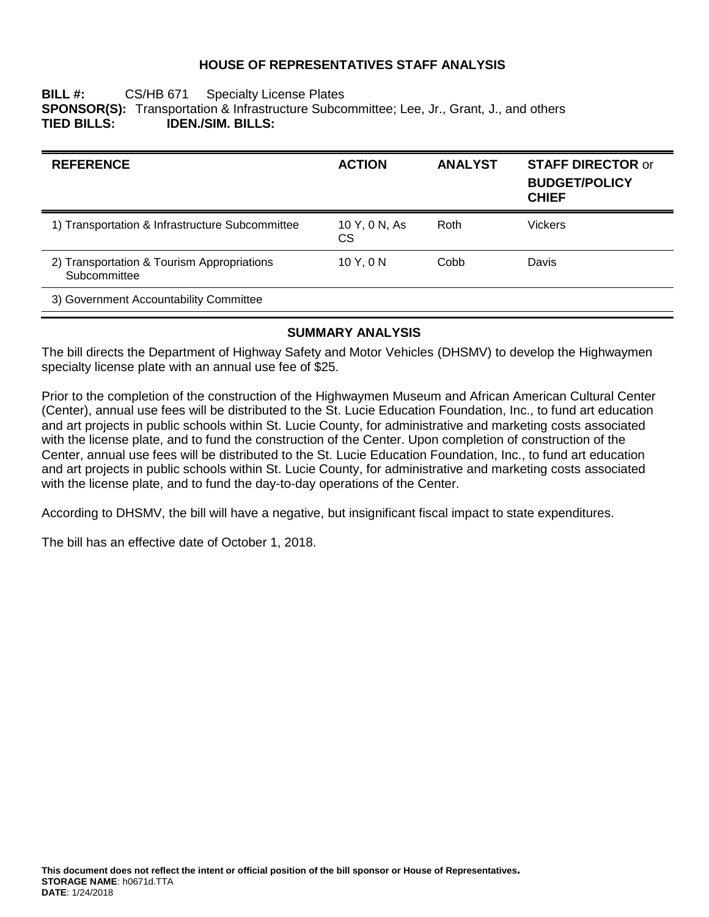# HOUSE OF REPRESENTATIVES STAFF ANALYSIS

**BILL #:** CS/HB 671 Specialty License Plates
**SPONSOR(S):** Transportation & Infrastructure Subcommittee; Lee, Jr., Grant, J., and others
**TIED BILLS:** **IDEN./SIM. BILLS:**

| REFERENCE | ACTION | ANALYST | STAFF DIRECTOR or BUDGET/POLICY CHIEF |
|---|---|---|---|
| 1) Transportation & Infrastructure Subcommittee | 10 Y, 0 N, As CS | Roth | Vickers |
| 2) Transportation & Tourism Appropriations Subcommittee | 10 Y, 0 N | Cobb | Davis |
| 3) Government Accountability Committee | | | |

## SUMMARY ANALYSIS

The bill directs the Department of Highway Safety and Motor Vehicles (DHSMV) to develop the Highwaymen specialty license plate with an annual use fee of $25.

Prior to the completion of the construction of the Highwaymen Museum and African American Cultural Center (Center), annual use fees will be distributed to the St. Lucie Education Foundation, Inc., to fund art education and art projects in public schools within St. Lucie County, for administrative and marketing costs associated with the license plate, and to fund the construction of the Center. Upon completion of construction of the Center, annual use fees will be distributed to the St. Lucie Education Foundation, Inc., to fund art education and art projects in public schools within St. Lucie County, for administrative and marketing costs associated with the license plate, and to fund the day-to-day operations of the Center.

According to DHSMV, the bill will have a negative, but insignificant fiscal impact to state expenditures.

The bill has an effective date of October 1, 2018.

**This document does not reflect the intent or official position of the bill sponsor or House of Representatives.**
**STORAGE NAME**: h0671d.TTA
**DATE**: 1/24/2018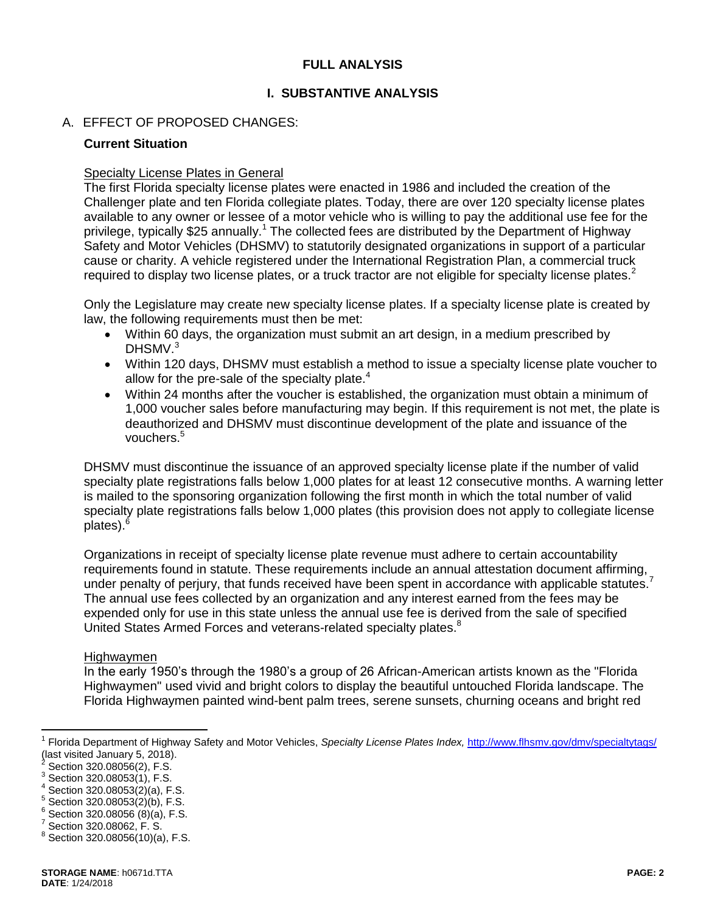# FULL ANALYSIS

## I. SUBSTANTIVE ANALYSIS

### A. EFFECT OF PROPOSED CHANGES:

**Current Situation**

Specialty License Plates in General

The first Florida specialty license plates were enacted in 1986 and included the creation of the Challenger plate and ten Florida collegiate plates. Today, there are over 120 specialty license plates available to any owner or lessee of a motor vehicle who is willing to pay the additional use fee for the privilege, typically $25 annually.[1] The collected fees are distributed by the Department of Highway Safety and Motor Vehicles (DHSMV) to statutorily designated organizations in support of a particular cause or charity. A vehicle registered under the International Registration Plan, a commercial truck required to display two license plates, or a truck tractor are not eligible for specialty license plates.[2]

Only the Legislature may create new specialty license plates. If a specialty license plate is created by law, the following requirements must then be met:

- Within 60 days, the organization must submit an art design, in a medium prescribed by DHSMV.[3]
- Within 120 days, DHSMV must establish a method to issue a specialty license plate voucher to allow for the pre-sale of the specialty plate.[4]
- Within 24 months after the voucher is established, the organization must obtain a minimum of 1,000 voucher sales before manufacturing may begin. If this requirement is not met, the plate is deauthorized and DHSMV must discontinue development of the plate and issuance of the vouchers.[5]

DHSMV must discontinue the issuance of an approved specialty license plate if the number of valid specialty plate registrations falls below 1,000 plates for at least 12 consecutive months. A warning letter is mailed to the sponsoring organization following the first month in which the total number of valid specialty plate registrations falls below 1,000 plates (this provision does not apply to collegiate license plates).[6]

Organizations in receipt of specialty license plate revenue must adhere to certain accountability requirements found in statute. These requirements include an annual attestation document affirming, under penalty of perjury, that funds received have been spent in accordance with applicable statutes.[7] The annual use fees collected by an organization and any interest earned from the fees may be expended only for use in this state unless the annual use fee is derived from the sale of specified United States Armed Forces and veterans-related specialty plates.[8]

Highwaymen

In the early 1950's through the 1980's a group of 26 African-American artists known as the "Florida Highwaymen" used vivid and bright colors to display the beautiful untouched Florida landscape. The Florida Highwaymen painted wind-bent palm trees, serene sunsets, churning oceans and bright red

---

[1] Florida Department of Highway Safety and Motor Vehicles, *Specialty License Plates Index,* http://www.flhsmv.gov/dmv/specialtytags/ (last visited January 5, 2018).

[2] Section 320.08056(2), F.S.

[3] Section 320.08053(1), F.S.

[4] Section 320.08053(2)(a), F.S.

[5] Section 320.08053(2)(b), F.S.

[6] Section 320.08056 (8)(a), F.S.

[7] Section 320.08062, F. S.

[8] Section 320.08056(10)(a), F.S.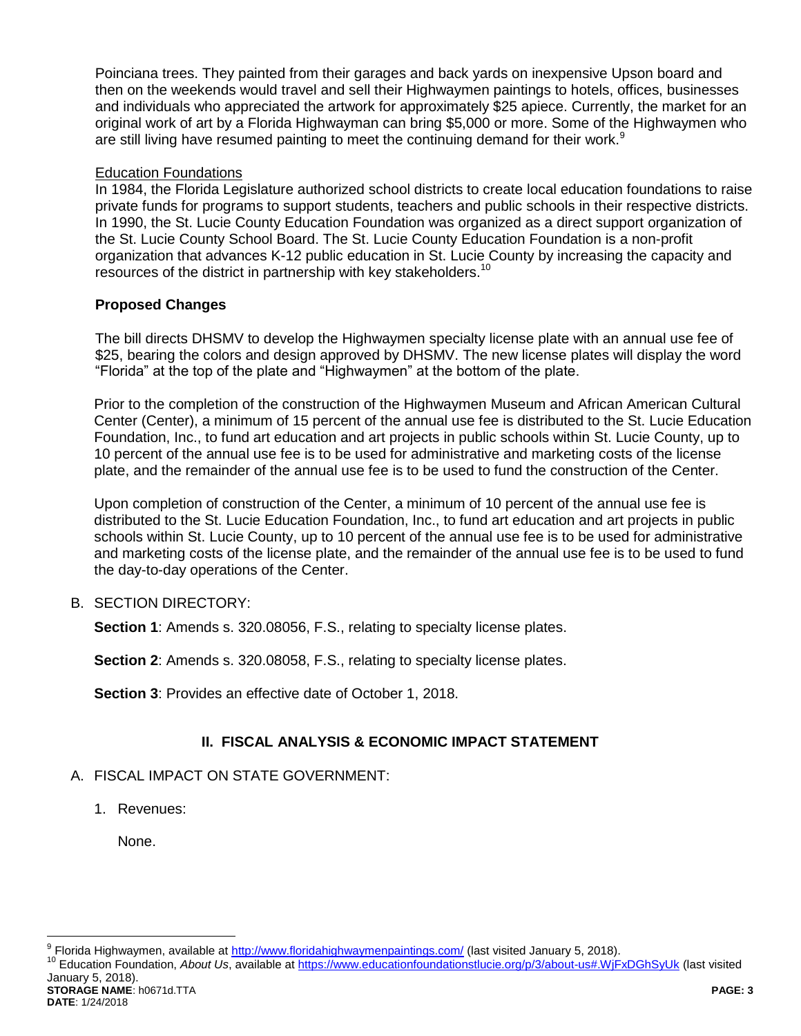Poinciana trees. They painted from their garages and back yards on inexpensive Upson board and then on the weekends would travel and sell their Highwaymen paintings to hotels, offices, businesses and individuals who appreciated the artwork for approximately $25 apiece. Currently, the market for an original work of art by a Florida Highwayman can bring $5,000 or more. Some of the Highwaymen who are still living have resumed painting to meet the continuing demand for their work.[9]

Education Foundations

In 1984, the Florida Legislature authorized school districts to create local education foundations to raise private funds for programs to support students, teachers and public schools in their respective districts. In 1990, the St. Lucie County Education Foundation was organized as a direct support organization of the St. Lucie County School Board. The St. Lucie County Education Foundation is a non-profit organization that advances K-12 public education in St. Lucie County by increasing the capacity and resources of the district in partnership with key stakeholders.[10]

**Proposed Changes**

The bill directs DHSMV to develop the Highwaymen specialty license plate with an annual use fee of $25, bearing the colors and design approved by DHSMV. The new license plates will display the word "Florida" at the top of the plate and "Highwaymen" at the bottom of the plate.

Prior to the completion of the construction of the Highwaymen Museum and African American Cultural Center (Center), a minimum of 15 percent of the annual use fee is distributed to the St. Lucie Education Foundation, Inc., to fund art education and art projects in public schools within St. Lucie County, up to 10 percent of the annual use fee is to be used for administrative and marketing costs of the license plate, and the remainder of the annual use fee is to be used to fund the construction of the Center.

Upon completion of construction of the Center, a minimum of 10 percent of the annual use fee is distributed to the St. Lucie Education Foundation, Inc., to fund art education and art projects in public schools within St. Lucie County, up to 10 percent of the annual use fee is to be used for administrative and marketing costs of the license plate, and the remainder of the annual use fee is to be used to fund the day-to-day operations of the Center.

B. SECTION DIRECTORY:

**Section 1**: Amends s. 320.08056, F.S., relating to specialty license plates.

**Section 2**: Amends s. 320.08058, F.S., relating to specialty license plates.

**Section 3**: Provides an effective date of October 1, 2018.

## II. FISCAL ANALYSIS & ECONOMIC IMPACT STATEMENT

A. FISCAL IMPACT ON STATE GOVERNMENT:

1. Revenues:

   None.

---

[9] Florida Highwaymen, available at http://www.floridahighwaymenpaintings.com/ (last visited January 5, 2018).

[10] Education Foundation, *About Us*, available at https://www.educationfoundationstlucie.org/p/3/about-us#.WjFxDGhSyUk (last visited January 5, 2018).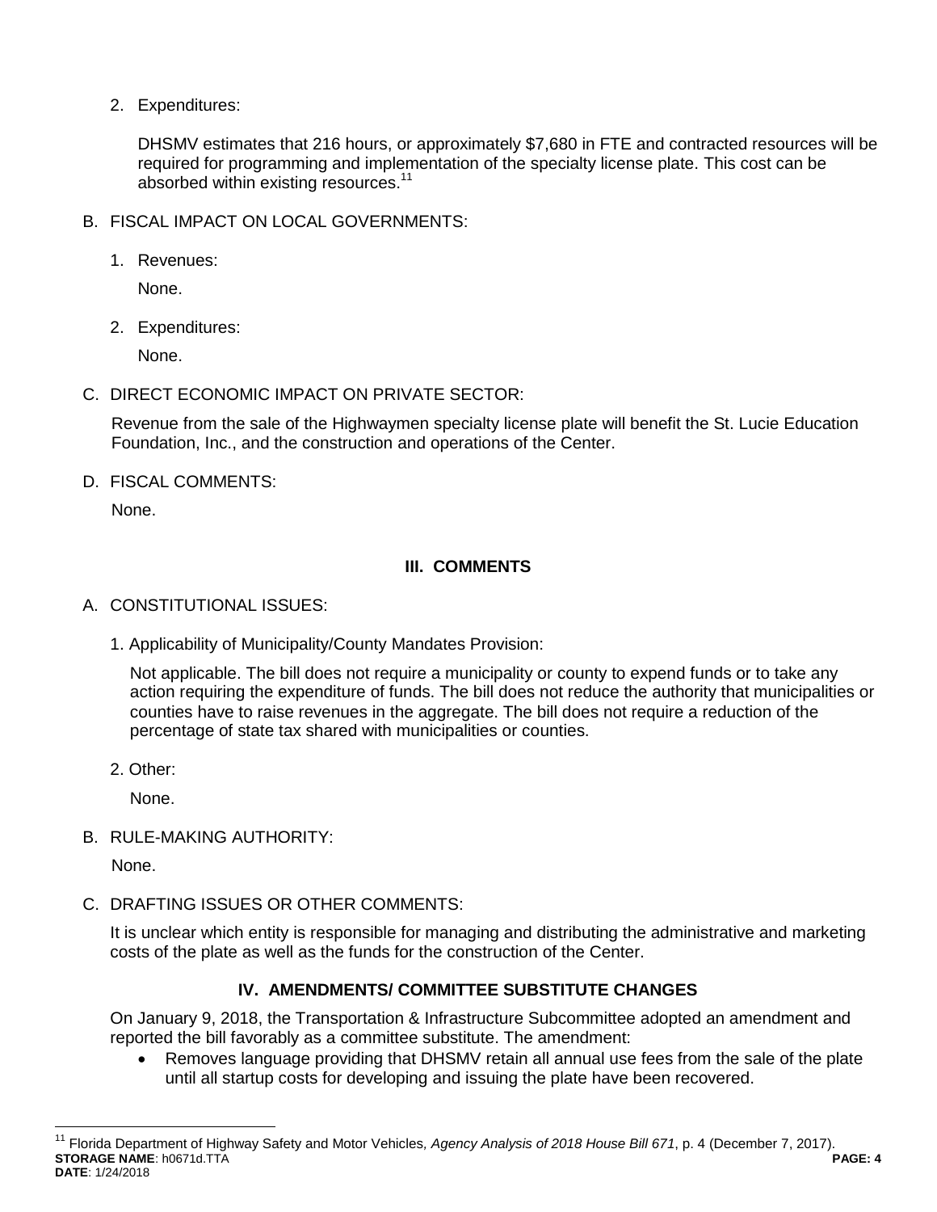2. Expenditures:

   DHSMV estimates that 216 hours, or approximately $7,680 in FTE and contracted resources will be required for programming and implementation of the specialty license plate. This cost can be absorbed within existing resources.[11]

B. FISCAL IMPACT ON LOCAL GOVERNMENTS:

1. Revenues:

   None.

2. Expenditures:

   None.

C. DIRECT ECONOMIC IMPACT ON PRIVATE SECTOR:

Revenue from the sale of the Highwaymen specialty license plate will benefit the St. Lucie Education Foundation, Inc., and the construction and operations of the Center.

D. FISCAL COMMENTS:

None.

## III. COMMENTS

A. CONSTITUTIONAL ISSUES:

1. Applicability of Municipality/County Mandates Provision:

   Not applicable. The bill does not require a municipality or county to expend funds or to take any action requiring the expenditure of funds. The bill does not reduce the authority that municipalities or counties have to raise revenues in the aggregate. The bill does not require a reduction of the percentage of state tax shared with municipalities or counties.

2. Other:

   None.

B. RULE-MAKING AUTHORITY:

None.

C. DRAFTING ISSUES OR OTHER COMMENTS:

It is unclear which entity is responsible for managing and distributing the administrative and marketing costs of the plate as well as the funds for the construction of the Center.

## IV. AMENDMENTS/ COMMITTEE SUBSTITUTE CHANGES

On January 9, 2018, the Transportation & Infrastructure Subcommittee adopted an amendment and reported the bill favorably as a committee substitute. The amendment:

- Removes language providing that DHSMV retain all annual use fees from the sale of the plate until all startup costs for developing and issuing the plate have been recovered.

---

[11] Florida Department of Highway Safety and Motor Vehicles, *Agency Analysis of 2018 House Bill 671*, p. 4 (December 7, 2017).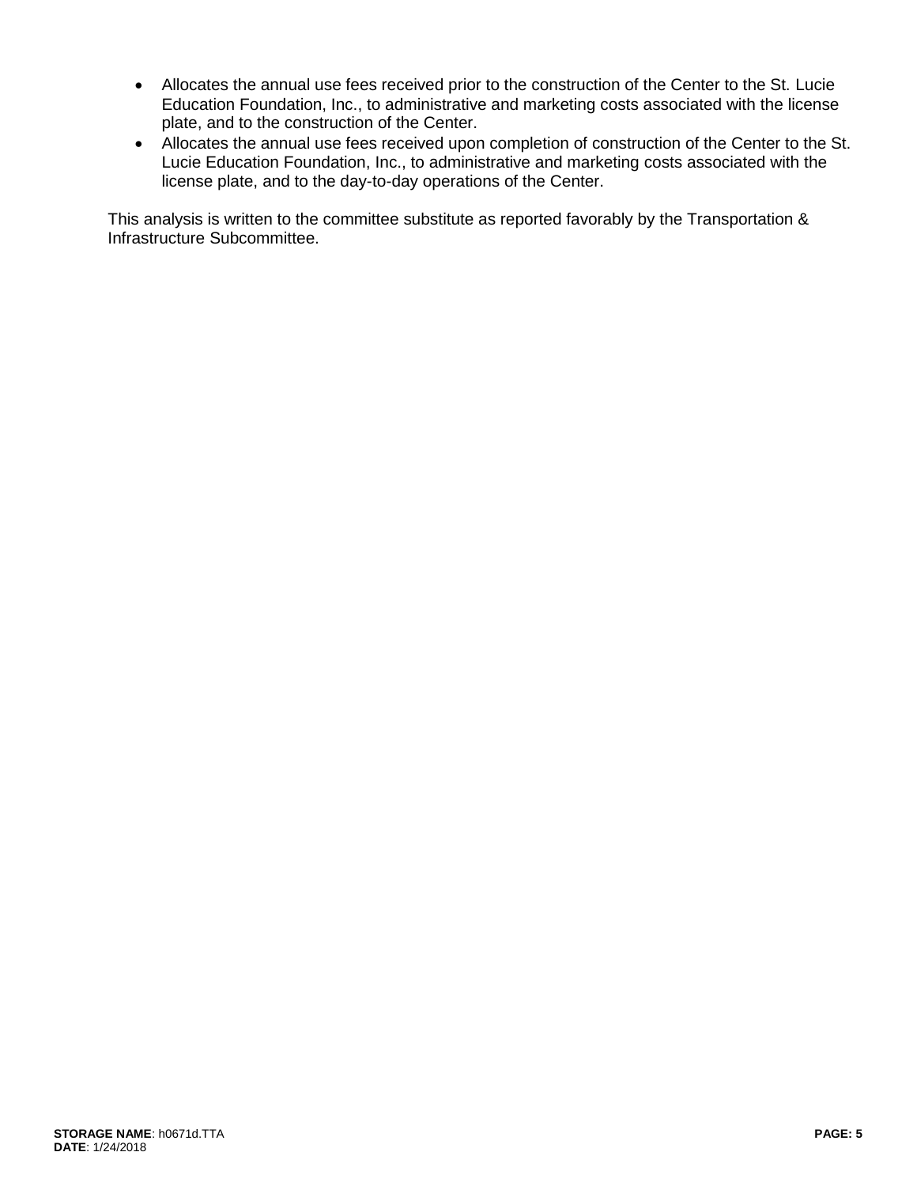- Allocates the annual use fees received prior to the construction of the Center to the St. Lucie Education Foundation, Inc., to administrative and marketing costs associated with the license plate, and to the construction of the Center.
- Allocates the annual use fees received upon completion of construction of the Center to the St. Lucie Education Foundation, Inc., to administrative and marketing costs associated with the license plate, and to the day-to-day operations of the Center.

This analysis is written to the committee substitute as reported favorably by the Transportation & Infrastructure Subcommittee.